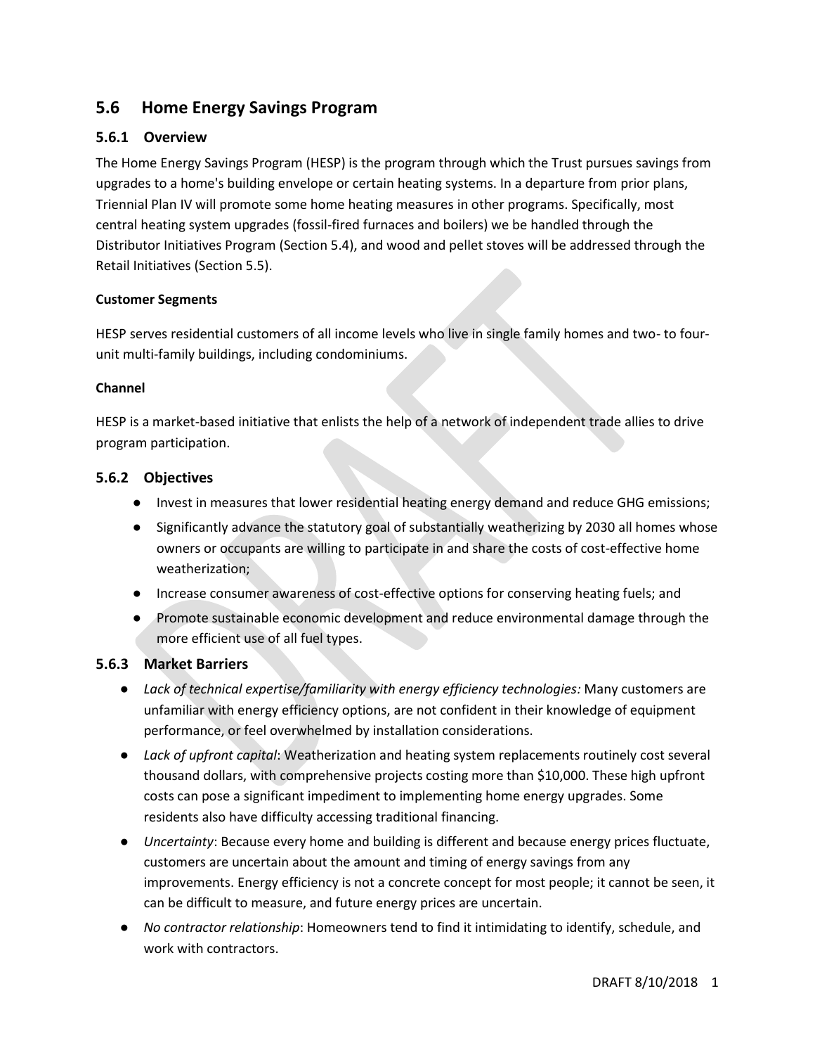## 5.6 Home Energy Savings Program

### 5.6.1 Overview

The Home Energy Savings Program (HESP) is the program through which the Trust pursues savings from upgrades to a home's building envelope or certain heating systems. In a departure from prior plans, Triennial Plan IV will promote some home heating measures in other programs. Specifically, most central heating system upgrades (fossil-fired furnaces and boilers) we be handled through the Distributor Initiatives Program (Section 5.4), and wood and pellet stoves will be addressed through the Retail Initiatives (Section 5.5).

**Customer Segments**

HESP serves residential customers of all income levels who live in single family homes and two- to four-unit multi-family buildings, including condominiums.

**Channel**

HESP is a market-based initiative that enlists the help of a network of independent trade allies to drive program participation.

### 5.6.2 Objectives

- Invest in measures that lower residential heating energy demand and reduce GHG emissions;
- Significantly advance the statutory goal of substantially weatherizing by 2030 all homes whose owners or occupants are willing to participate in and share the costs of cost-effective home weatherization;
- Increase consumer awareness of cost-effective options for conserving heating fuels; and
- Promote sustainable economic development and reduce environmental damage through the more efficient use of all fuel types.

### 5.6.3 Market Barriers

- *Lack of technical expertise/familiarity with energy efficiency technologies:* Many customers are unfamiliar with energy efficiency options, are not confident in their knowledge of equipment performance, or feel overwhelmed by installation considerations.
- *Lack of upfront capital*: Weatherization and heating system replacements routinely cost several thousand dollars, with comprehensive projects costing more than $10,000. These high upfront costs can pose a significant impediment to implementing home energy upgrades. Some residents also have difficulty accessing traditional financing.
- *Uncertainty*: Because every home and building is different and because energy prices fluctuate, customers are uncertain about the amount and timing of energy savings from any improvements. Energy efficiency is not a concrete concept for most people; it cannot be seen, it can be difficult to measure, and future energy prices are uncertain.
- *No contractor relationship*: Homeowners tend to find it intimidating to identify, schedule, and work with contractors.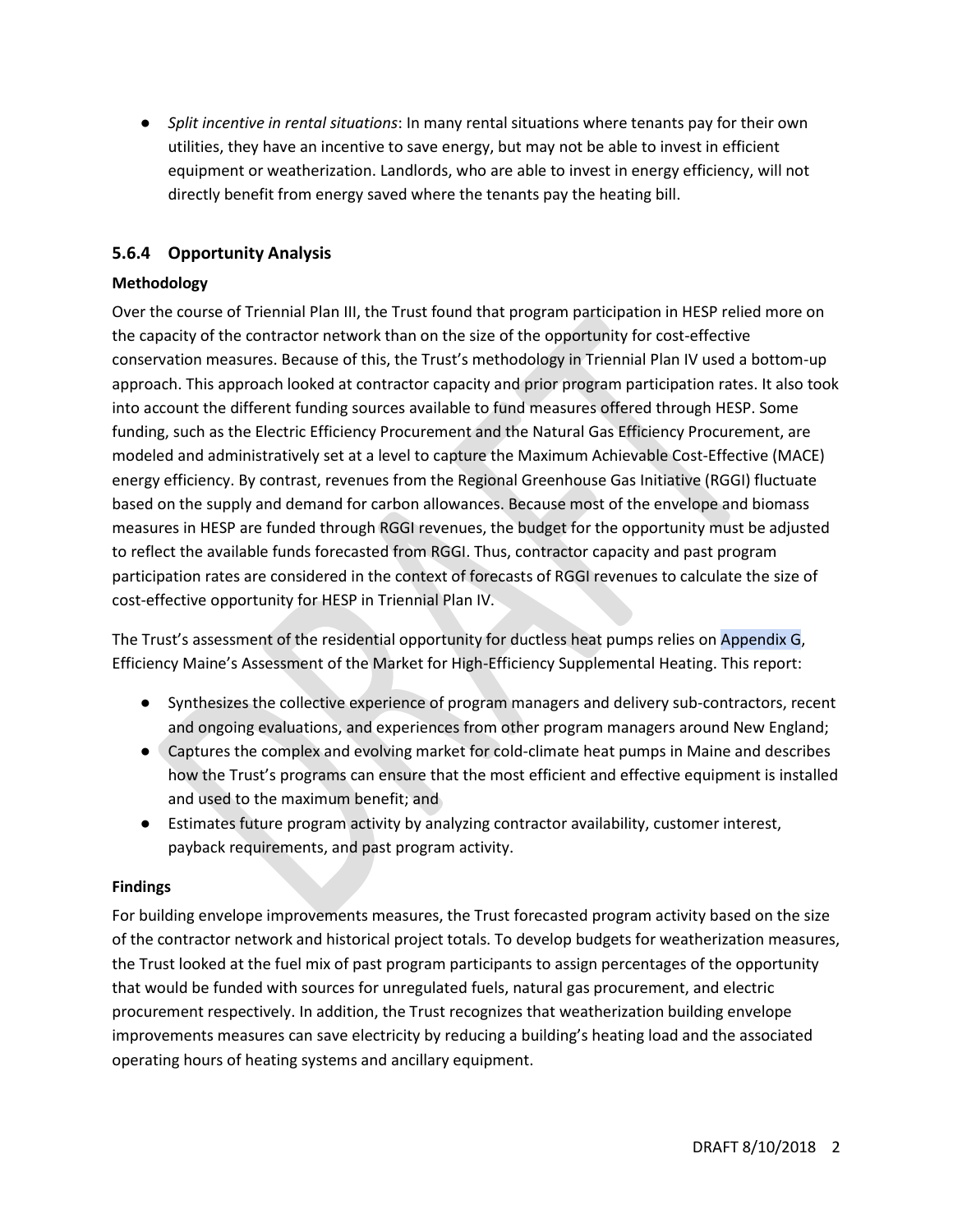- *Split incentive in rental situations*: In many rental situations where tenants pay for their own utilities, they have an incentive to save energy, but may not be able to invest in efficient equipment or weatherization. Landlords, who are able to invest in energy efficiency, will not directly benefit from energy saved where the tenants pay the heating bill.

### 5.6.4 Opportunity Analysis

**Methodology**

Over the course of Triennial Plan III, the Trust found that program participation in HESP relied more on the capacity of the contractor network than on the size of the opportunity for cost-effective conservation measures. Because of this, the Trust's methodology in Triennial Plan IV used a bottom-up approach. This approach looked at contractor capacity and prior program participation rates. It also took into account the different funding sources available to fund measures offered through HESP. Some funding, such as the Electric Efficiency Procurement and the Natural Gas Efficiency Procurement, are modeled and administratively set at a level to capture the Maximum Achievable Cost-Effective (MACE) energy efficiency. By contrast, revenues from the Regional Greenhouse Gas Initiative (RGGI) fluctuate based on the supply and demand for carbon allowances. Because most of the envelope and biomass measures in HESP are funded through RGGI revenues, the budget for the opportunity must be adjusted to reflect the available funds forecasted from RGGI. Thus, contractor capacity and past program participation rates are considered in the context of forecasts of RGGI revenues to calculate the size of cost-effective opportunity for HESP in Triennial Plan IV.

The Trust's assessment of the residential opportunity for ductless heat pumps relies on Appendix G, Efficiency Maine's Assessment of the Market for High-Efficiency Supplemental Heating. This report:

- Synthesizes the collective experience of program managers and delivery sub-contractors, recent and ongoing evaluations, and experiences from other program managers around New England;
- Captures the complex and evolving market for cold-climate heat pumps in Maine and describes how the Trust's programs can ensure that the most efficient and effective equipment is installed and used to the maximum benefit; and
- Estimates future program activity by analyzing contractor availability, customer interest, payback requirements, and past program activity.

**Findings**

For building envelope improvements measures, the Trust forecasted program activity based on the size of the contractor network and historical project totals. To develop budgets for weatherization measures, the Trust looked at the fuel mix of past program participants to assign percentages of the opportunity that would be funded with sources for unregulated fuels, natural gas procurement, and electric procurement respectively. In addition, the Trust recognizes that weatherization building envelope improvements measures can save electricity by reducing a building's heating load and the associated operating hours of heating systems and ancillary equipment.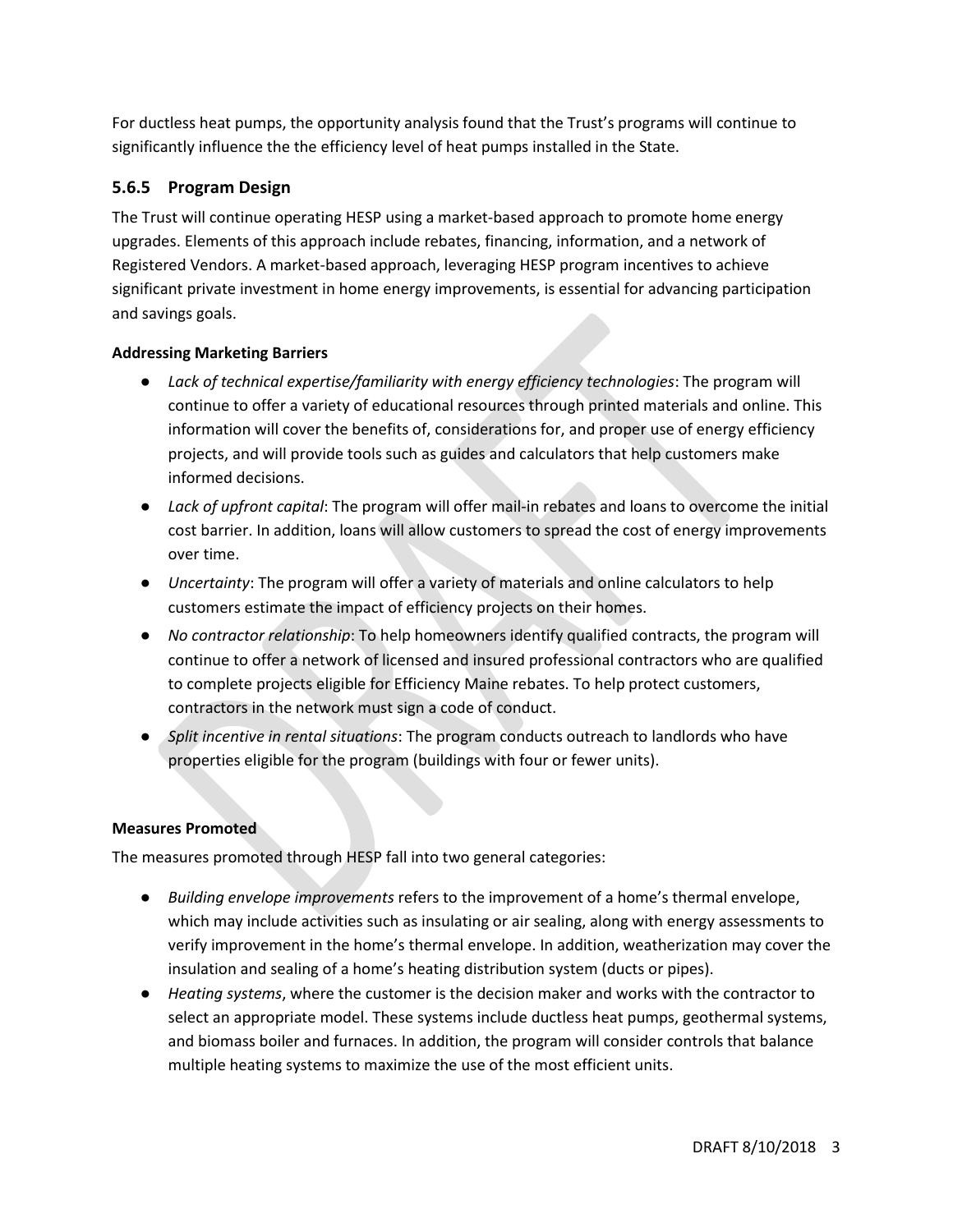For ductless heat pumps, the opportunity analysis found that the Trust's programs will continue to significantly influence the the efficiency level of heat pumps installed in the State.

### 5.6.5 Program Design

The Trust will continue operating HESP using a market-based approach to promote home energy upgrades. Elements of this approach include rebates, financing, information, and a network of Registered Vendors. A market-based approach, leveraging HESP program incentives to achieve significant private investment in home energy improvements, is essential for advancing participation and savings goals.

**Addressing Marketing Barriers**

- *Lack of technical expertise/familiarity with energy efficiency technologies*: The program will continue to offer a variety of educational resources through printed materials and online. This information will cover the benefits of, considerations for, and proper use of energy efficiency projects, and will provide tools such as guides and calculators that help customers make informed decisions.
- *Lack of upfront capital*: The program will offer mail-in rebates and loans to overcome the initial cost barrier. In addition, loans will allow customers to spread the cost of energy improvements over time.
- *Uncertainty*: The program will offer a variety of materials and online calculators to help customers estimate the impact of efficiency projects on their homes.
- *No contractor relationship*: To help homeowners identify qualified contracts, the program will continue to offer a network of licensed and insured professional contractors who are qualified to complete projects eligible for Efficiency Maine rebates. To help protect customers, contractors in the network must sign a code of conduct.
- *Split incentive in rental situations*: The program conducts outreach to landlords who have properties eligible for the program (buildings with four or fewer units).

**Measures Promoted**

The measures promoted through HESP fall into two general categories:

- *Building envelope improvements* refers to the improvement of a home's thermal envelope, which may include activities such as insulating or air sealing, along with energy assessments to verify improvement in the home's thermal envelope. In addition, weatherization may cover the insulation and sealing of a home's heating distribution system (ducts or pipes).
- *Heating systems*, where the customer is the decision maker and works with the contractor to select an appropriate model. These systems include ductless heat pumps, geothermal systems, and biomass boiler and furnaces. In addition, the program will consider controls that balance multiple heating systems to maximize the use of the most efficient units.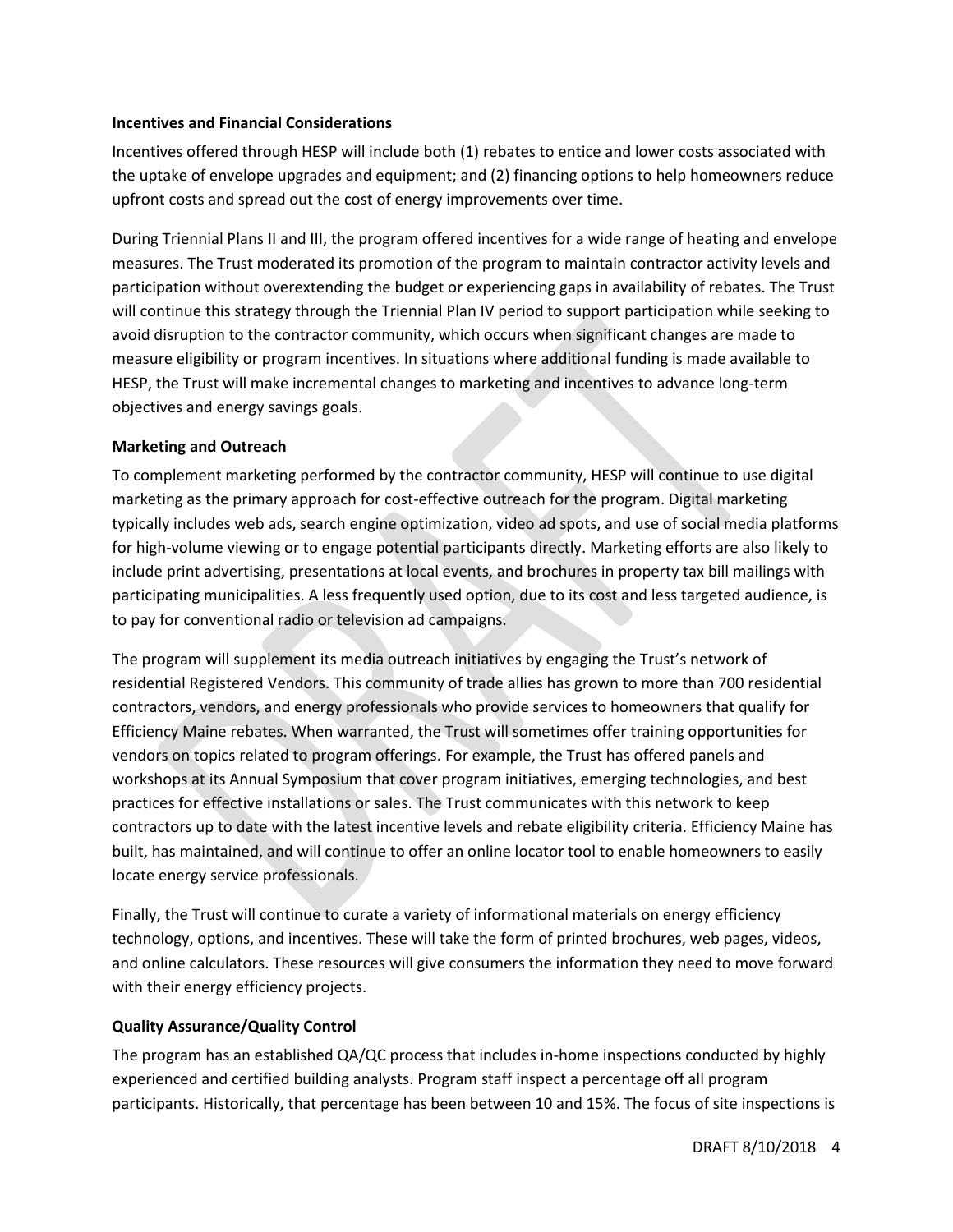**Incentives and Financial Considerations**

Incentives offered through HESP will include both (1) rebates to entice and lower costs associated with the uptake of envelope upgrades and equipment; and (2) financing options to help homeowners reduce upfront costs and spread out the cost of energy improvements over time.

During Triennial Plans II and III, the program offered incentives for a wide range of heating and envelope measures. The Trust moderated its promotion of the program to maintain contractor activity levels and participation without overextending the budget or experiencing gaps in availability of rebates. The Trust will continue this strategy through the Triennial Plan IV period to support participation while seeking to avoid disruption to the contractor community, which occurs when significant changes are made to measure eligibility or program incentives. In situations where additional funding is made available to HESP, the Trust will make incremental changes to marketing and incentives to advance long-term objectives and energy savings goals.

**Marketing and Outreach**

To complement marketing performed by the contractor community, HESP will continue to use digital marketing as the primary approach for cost-effective outreach for the program. Digital marketing typically includes web ads, search engine optimization, video ad spots, and use of social media platforms for high-volume viewing or to engage potential participants directly. Marketing efforts are also likely to include print advertising, presentations at local events, and brochures in property tax bill mailings with participating municipalities. A less frequently used option, due to its cost and less targeted audience, is to pay for conventional radio or television ad campaigns.

The program will supplement its media outreach initiatives by engaging the Trust's network of residential Registered Vendors. This community of trade allies has grown to more than 700 residential contractors, vendors, and energy professionals who provide services to homeowners that qualify for Efficiency Maine rebates. When warranted, the Trust will sometimes offer training opportunities for vendors on topics related to program offerings. For example, the Trust has offered panels and workshops at its Annual Symposium that cover program initiatives, emerging technologies, and best practices for effective installations or sales. The Trust communicates with this network to keep contractors up to date with the latest incentive levels and rebate eligibility criteria. Efficiency Maine has built, has maintained, and will continue to offer an online locator tool to enable homeowners to easily locate energy service professionals.

Finally, the Trust will continue to curate a variety of informational materials on energy efficiency technology, options, and incentives. These will take the form of printed brochures, web pages, videos, and online calculators. These resources will give consumers the information they need to move forward with their energy efficiency projects.

**Quality Assurance/Quality Control**

The program has an established QA/QC process that includes in-home inspections conducted by highly experienced and certified building analysts. Program staff inspect a percentage off all program participants. Historically, that percentage has been between 10 and 15%. The focus of site inspections is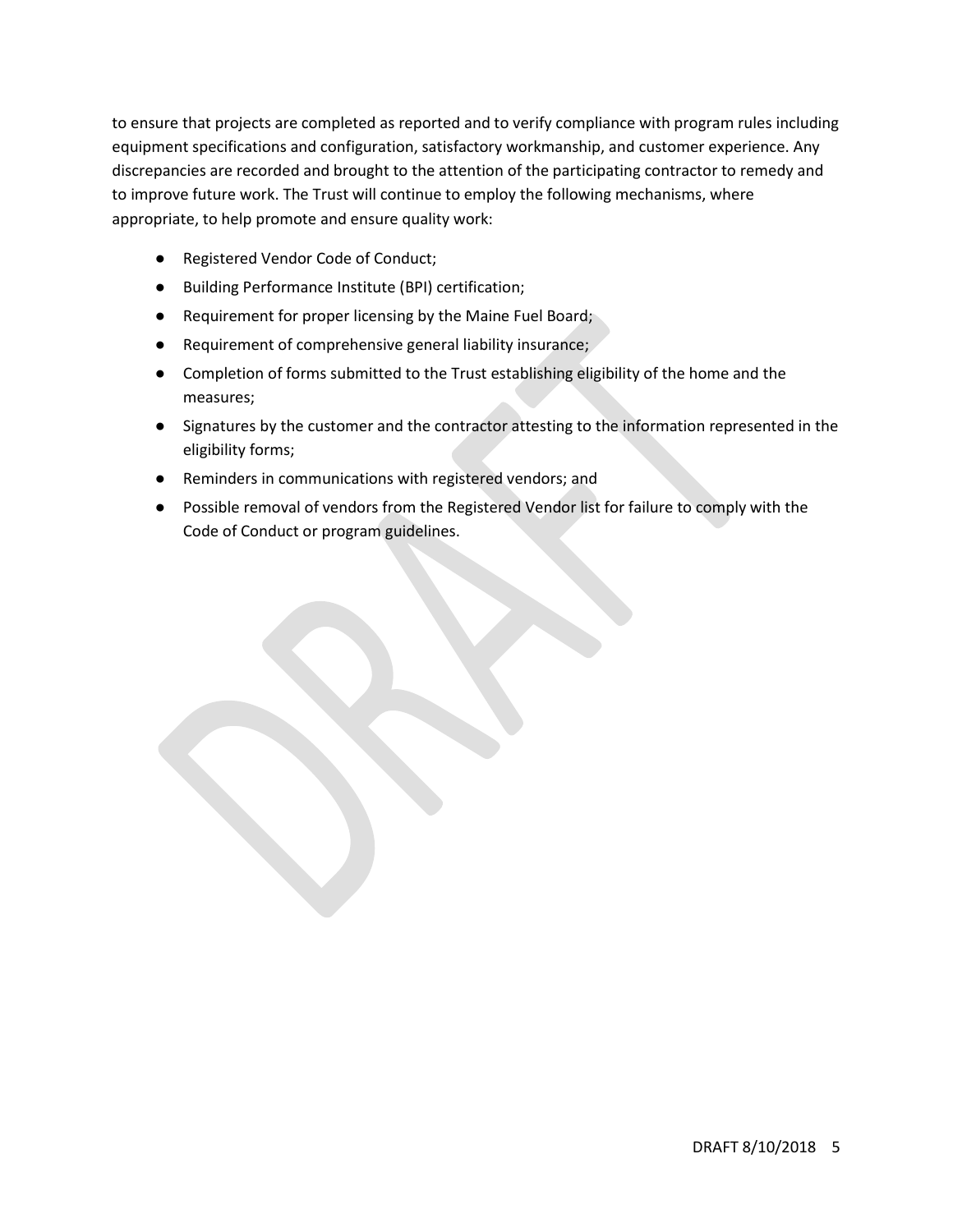to ensure that projects are completed as reported and to verify compliance with program rules including equipment specifications and configuration, satisfactory workmanship, and customer experience. Any discrepancies are recorded and brought to the attention of the participating contractor to remedy and to improve future work. The Trust will continue to employ the following mechanisms, where appropriate, to help promote and ensure quality work:

- Registered Vendor Code of Conduct;
- Building Performance Institute (BPI) certification;
- Requirement for proper licensing by the Maine Fuel Board;
- Requirement of comprehensive general liability insurance;
- Completion of forms submitted to the Trust establishing eligibility of the home and the measures;
- Signatures by the customer and the contractor attesting to the information represented in the eligibility forms;
- Reminders in communications with registered vendors; and
- Possible removal of vendors from the Registered Vendor list for failure to comply with the Code of Conduct or program guidelines.